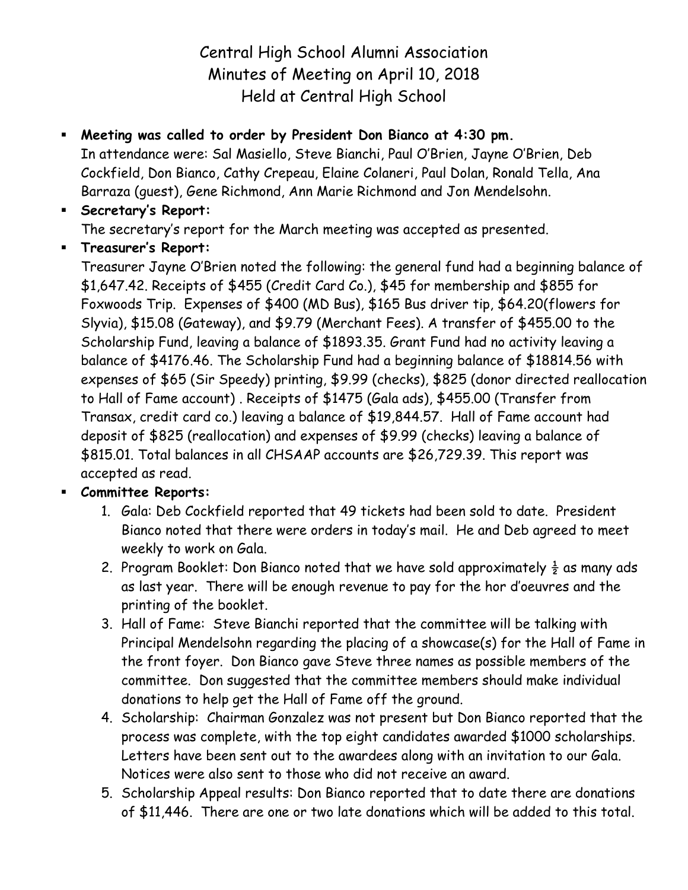# Central High School Alumni Association
## Minutes of Meeting on April 10, 2018
## Held at Central High School

- **Meeting was called to order by President Don Bianco at 4:30 pm.**
  In attendance were: Sal Masiello, Steve Bianchi, Paul O'Brien, Jayne O'Brien, Deb Cockfield, Don Bianco, Cathy Crepeau, Elaine Colaneri, Paul Dolan, Ronald Tella, Ana Barraza (guest), Gene Richmond, Ann Marie Richmond and Jon Mendelsohn.
- **Secretary's Report:**
  The secretary's report for the March meeting was accepted as presented.
- **Treasurer's Report:**
  Treasurer Jayne O'Brien noted the following: the general fund had a beginning balance of $1,647.42. Receipts of $455 (Credit Card Co.), $45 for membership and $855 for Foxwoods Trip. Expenses of $400 (MD Bus), $165 Bus driver tip, $64.20(flowers for Slyvia), $15.08 (Gateway), and $9.79 (Merchant Fees). A transfer of $455.00 to the Scholarship Fund, leaving a balance of $1893.35. Grant Fund had no activity leaving a balance of $4176.46. The Scholarship Fund had a beginning balance of $18814.56 with expenses of $65 (Sir Speedy) printing, $9.99 (checks), $825 (donor directed reallocation to Hall of Fame account) . Receipts of $1475 (Gala ads), $455.00 (Transfer from Transax, credit card co.) leaving a balance of $19,844.57. Hall of Fame account had deposit of $825 (reallocation) and expenses of $9.99 (checks) leaving a balance of $815.01. Total balances in all CHSAAP accounts are $26,729.39. This report was accepted as read.
- **Committee Reports:**
  1. Gala: Deb Cockfield reported that 49 tickets had been sold to date. President Bianco noted that there were orders in today's mail. He and Deb agreed to meet weekly to work on Gala.
  2. Program Booklet: Don Bianco noted that we have sold approximately ½ as many ads as last year. There will be enough revenue to pay for the hor d'oeuvres and the printing of the booklet.
  3. Hall of Fame: Steve Bianchi reported that the committee will be talking with Principal Mendelsohn regarding the placing of a showcase(s) for the Hall of Fame in the front foyer. Don Bianco gave Steve three names as possible members of the committee. Don suggested that the committee members should make individual donations to help get the Hall of Fame off the ground.
  4. Scholarship: Chairman Gonzalez was not present but Don Bianco reported that the process was complete, with the top eight candidates awarded $1000 scholarships. Letters have been sent out to the awardees along with an invitation to our Gala. Notices were also sent to those who did not receive an award.
  5. Scholarship Appeal results: Don Bianco reported that to date there are donations of $11,446. There are one or two late donations which will be added to this total.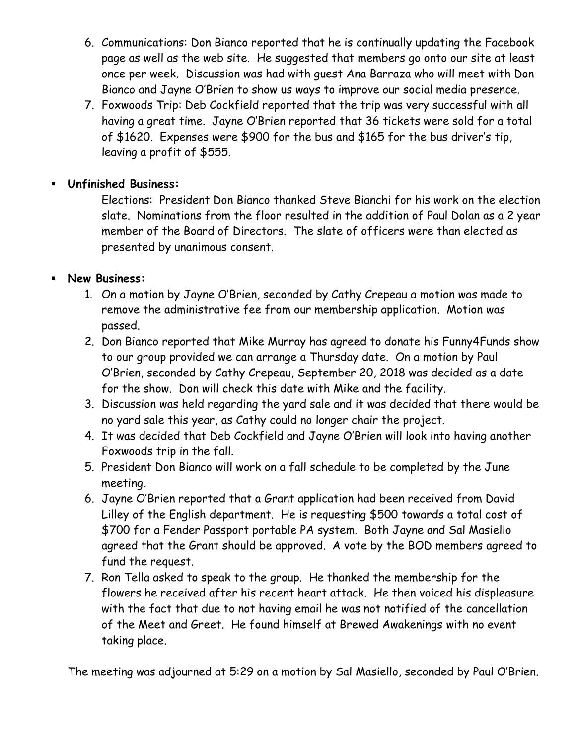6. Communications: Don Bianco reported that he is continually updating the Facebook page as well as the web site. He suggested that members go onto our site at least once per week. Discussion was had with guest Ana Barraza who will meet with Don Bianco and Jayne O'Brien to show us ways to improve our social media presence.
7. Foxwoods Trip: Deb Cockfield reported that the trip was very successful with all having a great time. Jayne O'Brien reported that 36 tickets were sold for a total of $1620. Expenses were $900 for the bus and $165 for the bus driver's tip, leaving a profit of $555.

- **Unfinished Business:**

  Elections: President Don Bianco thanked Steve Bianchi for his work on the election slate. Nominations from the floor resulted in the addition of Paul Dolan as a 2 year member of the Board of Directors. The slate of officers were than elected as presented by unanimous consent.

- **New Business:**

  1. On a motion by Jayne O'Brien, seconded by Cathy Crepeau a motion was made to remove the administrative fee from our membership application. Motion was passed.
  2. Don Bianco reported that Mike Murray has agreed to donate his Funny4Funds show to our group provided we can arrange a Thursday date. On a motion by Paul O'Brien, seconded by Cathy Crepeau, September 20, 2018 was decided as a date for the show. Don will check this date with Mike and the facility.
  3. Discussion was held regarding the yard sale and it was decided that there would be no yard sale this year, as Cathy could no longer chair the project.
  4. It was decided that Deb Cockfield and Jayne O'Brien will look into having another Foxwoods trip in the fall.
  5. President Don Bianco will work on a fall schedule to be completed by the June meeting.
  6. Jayne O'Brien reported that a Grant application had been received from David Lilley of the English department. He is requesting $500 towards a total cost of $700 for a Fender Passport portable PA system. Both Jayne and Sal Masiello agreed that the Grant should be approved. A vote by the BOD members agreed to fund the request.
  7. Ron Tella asked to speak to the group. He thanked the membership for the flowers he received after his recent heart attack. He then voiced his displeasure with the fact that due to not having email he was not notified of the cancellation of the Meet and Greet. He found himself at Brewed Awakenings with no event taking place.

The meeting was adjourned at 5:29 on a motion by Sal Masiello, seconded by Paul O'Brien.